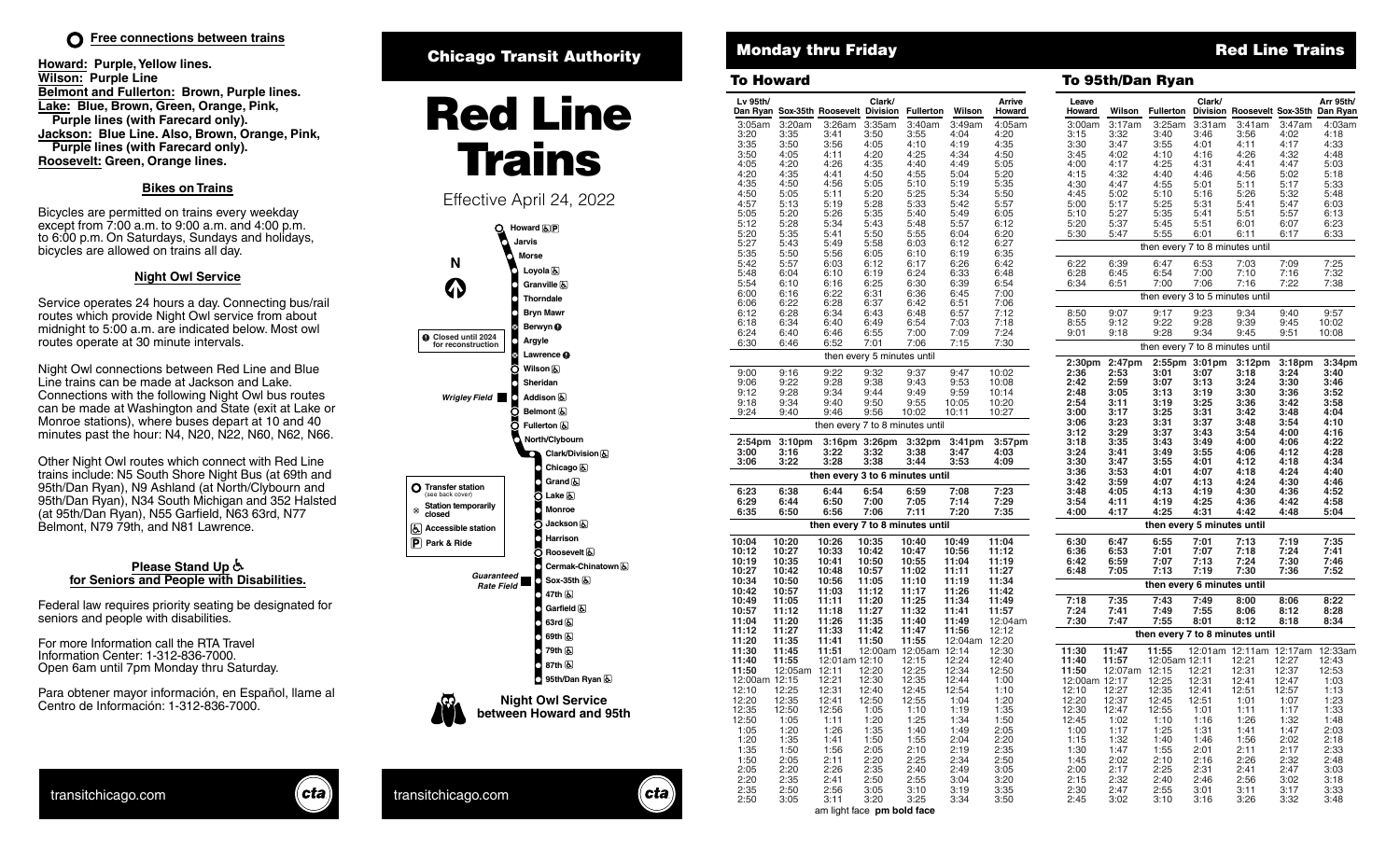**Free connections between trains**

**Howard:** Purple, Yellow lines.
**Wilson:** Purple Line
**Belmont and Fullerton:** Brown, Purple lines.
**Lake:** Blue, Brown, Green, Orange, Pink, Purple lines (with Farecard only).
**Jackson:** Blue Line. Also, Brown, Orange, Pink, Purple lines (with Farecard only).
**Roosevelt:** Green, Orange lines.

### Bikes on Trains

Bicycles are permitted on trains every weekday except from 7:00 a.m. to 9:00 a.m. and 4:00 p.m. to 6:00 p.m. On Saturdays, Sundays and holidays, bicycles are allowed on trains all day.

### Night Owl Service

Service operates 24 hours a day. Connecting bus/rail routes which provide Night Owl service from about midnight to 5:00 a.m. are indicated below. Most owl routes operate at 30 minute intervals.

Night Owl connections between Red Line and Blue Line trains can be made at Jackson and Lake. Connections with the following Night Owl bus routes can be made at Washington and State (exit at Lake or Monroe stations), where buses depart at 10 and 40 minutes past the hour: N4, N20, N22, N60, N62, N66.

Other Night Owl routes which connect with Red Line trains include: N5 South Shore Night Bus (at 69th and 95th/Dan Ryan), N9 Ashland (at North/Clybourn and 95th/Dan Ryan), N34 South Michigan and 352 Halsted (at 95th/Dan Ryan), N55 Garfield, N63 63rd, N77 Belmont, N79 79th, and N81 Lawrence.

### Please Stand Up for Seniors and People with Disabilities.

Federal law requires priority seating be designated for seniors and people with disabilities.

For more Information call the RTA Travel Information Center: 1-312-836-7000. Open 6am until 7pm Monday thru Saturday.

Para obtener mayor información, en Español, llame al Centro de Información: 1-312-836-7000.

transitchicago.com

## Chicago Transit Authority

# Red Line Trains

Effective April 24, 2022

Stations (north to south): Howard, Jarvis, Morse, Loyola, Granville, Thorndale, Bryn Mawr, Berwyn, Argyle, Lawrence, Wilson, Sheridan, Addison (Wrigley Field), Belmont, Fullerton, North/Clybourn, Clark/Division, Chicago, Grand, Lake, Monroe, Jackson, Harrison, Roosevelt, Cermak-Chinatown, Sox-35th (Guaranteed Rate Field), 47th, Garfield, 63rd, 69th, 79th, 87th, 95th/Dan Ryan

Closed until 2024 for reconstruction

Transfer station (see back cover)
Station temporarily closed
Accessible station
Park & Ride

**Night Owl Service between Howard and 95th**

transitchicago.com

## Monday thru Friday — Red Line Trains

### To Howard

| Lv 95th/ Dan Ryan | Sox-35th | Roosevelt | Clark/ Division | Fullerton | Wilson | Arrive Howard |
|---|---|---|---|---|---|---|
| 3:05am | 3:20am | 3:26am | 3:35am | 3:40am | 3:49am | 4:05am |
| 3:20 | 3:35 | 3:41 | 3:50 | 3:55 | 4:04 | 4:20 |
| 3:35 | 3:50 | 3:56 | 4:05 | 4:10 | 4:19 | 4:35 |
| 3:50 | 4:05 | 4:11 | 4:20 | 4:25 | 4:34 | 4:50 |
| 4:05 | 4:20 | 4:26 | 4:35 | 4:40 | 4:49 | 5:05 |
| 4:20 | 4:35 | 4:41 | 4:50 | 4:55 | 5:04 | 5:20 |
| 4:35 | 4:50 | 4:56 | 5:05 | 5:10 | 5:19 | 5:35 |
| 4:50 | 5:05 | 5:11 | 5:20 | 5:25 | 5:34 | 5:50 |
| 4:57 | 5:13 | 5:19 | 5:28 | 5:33 | 5:42 | 5:57 |
| 5:05 | 5:20 | 5:26 | 5:35 | 5:40 | 5:49 | 6:05 |
| 5:12 | 5:28 | 5:34 | 5:43 | 5:48 | 5:57 | 6:12 |
| 5:20 | 5:35 | 5:41 | 5:50 | 5:55 | 6:04 | 6:20 |
| 5:27 | 5:43 | 5:49 | 5:58 | 6:03 | 6:12 | 6:27 |
| 5:35 | 5:50 | 5:56 | 6:05 | 6:10 | 6:19 | 6:35 |
| 5:42 | 5:57 | 6:03 | 6:12 | 6:17 | 6:26 | 6:42 |
| 5:48 | 6:04 | 6:10 | 6:19 | 6:24 | 6:33 | 6:48 |
| 5:54 | 6:10 | 6:16 | 6:25 | 6:30 | 6:39 | 6:54 |
| 6:00 | 6:16 | 6:22 | 6:31 | 6:36 | 6:45 | 7:00 |
| 6:06 | 6:22 | 6:28 | 6:37 | 6:42 | 6:51 | 7:06 |
| 6:12 | 6:28 | 6:34 | 6:43 | 6:48 | 6:57 | 7:12 |
| 6:18 | 6:34 | 6:40 | 6:49 | 6:54 | 7:03 | 7:18 |
| 6:24 | 6:40 | 6:46 | 6:55 | 7:00 | 7:09 | 7:24 |
| 6:30 | 6:46 | 6:52 | 7:01 | 7:06 | 7:15 | 7:30 |
| then every 5 minutes until | | | | | | |
| 9:00 | 9:16 | 9:22 | 9:32 | 9:37 | 9:47 | 10:02 |
| 9:06 | 9:22 | 9:28 | 9:38 | 9:43 | 9:53 | 10:08 |
| 9:12 | 9:28 | 9:34 | 9:44 | 9:49 | 9:59 | 10:14 |
| 9:18 | 9:34 | 9:40 | 9:50 | 9:55 | 10:05 | 10:20 |
| 9:24 | 9:40 | 9:46 | 9:56 | 10:02 | 10:11 | 10:27 |
| then every 7 to 8 minutes until | | | | | | |
| **2:54pm** | **3:10pm** | **3:16pm** | **3:26pm** | **3:32pm** | **3:41pm** | **3:57pm** |
| **3:00** | **3:16** | **3:22** | **3:32** | **3:38** | **3:47** | **4:03** |
| **3:06** | **3:22** | **3:28** | **3:38** | **3:44** | **3:53** | **4:09** |
| **then every 3 to 6 minutes until** | | | | | | |
| **6:23** | **6:38** | **6:44** | **6:54** | **6:59** | **7:08** | **7:23** |
| **6:29** | **6:44** | **6:50** | **7:00** | **7:05** | **7:14** | **7:29** |
| **6:35** | **6:50** | **6:56** | **7:06** | **7:11** | **7:20** | **7:35** |
| **then every 7 to 8 minutes until** | | | | | | |
| **10:04** | **10:20** | **10:26** | **10:35** | **10:40** | **10:49** | **11:04** |
| **10:12** | **10:27** | **10:33** | **10:42** | **10:47** | **10:56** | **11:12** |
| **10:19** | **10:35** | **10:41** | **10:50** | **10:55** | **11:04** | **11:19** |
| **10:27** | **10:42** | **10:48** | **10:57** | **11:02** | **11:11** | **11:27** |
| **10:34** | **10:50** | **10:56** | **11:05** | **11:10** | **11:19** | **11:34** |
| **10:42** | **10:57** | **11:03** | **11:12** | **11:17** | **11:26** | **11:42** |
| **10:49** | **11:05** | **11:11** | **11:20** | **11:25** | **11:34** | **11:49** |
| **10:57** | **11:12** | **11:18** | **11:27** | **11:32** | **11:41** | **11:57** |
| **11:04** | **11:20** | **11:26** | **11:35** | **11:40** | **11:49** | 12:04am |
| **11:12** | **11:27** | **11:33** | **11:42** | **11:47** | **11:56** | 12:12 |
| **11:20** | **11:35** | **11:41** | **11:50** | **11:55** | 12:04am | 12:20 |
| **11:30** | **11:45** | **11:51** | 12:00am | 12:05am | 12:14 | 12:30 |
| **11:40** | **11:55** | 12:01am | 12:10 | 12:15 | 12:24 | 12:40 |
| **11:50** | 12:05am | 12:11 | 12:20 | 12:25 | 12:34 | 12:50 |
| 12:00am | 12:15 | 12:21 | 12:30 | 12:35 | 12:44 | 1:00 |
| 12:10 | 12:25 | 12:31 | 12:40 | 12:45 | 12:54 | 1:10 |
| 12:20 | 12:35 | 12:41 | 12:50 | 12:55 | 1:04 | 1:20 |
| 12:35 | 12:50 | 12:56 | 1:05 | 1:10 | 1:19 | 1:35 |
| 12:50 | 1:05 | 1:11 | 1:20 | 1:25 | 1:34 | 1:50 |
| 1:05 | 1:20 | 1:26 | 1:35 | 1:40 | 1:49 | 2:05 |
| 1:20 | 1:35 | 1:41 | 1:50 | 1:55 | 2:04 | 2:20 |
| 1:35 | 1:50 | 1:56 | 2:05 | 2:10 | 2:19 | 2:35 |
| 1:50 | 2:05 | 2:11 | 2:20 | 2:25 | 2:34 | 2:50 |
| 2:05 | 2:20 | 2:26 | 2:35 | 2:40 | 2:49 | 3:05 |
| 2:20 | 2:35 | 2:41 | 2:50 | 2:55 | 3:04 | 3:20 |
| 2:35 | 2:50 | 2:56 | 3:05 | 3:10 | 3:19 | 3:35 |
| 2:50 | 3:05 | 3:11 | 3:20 | 3:25 | 3:34 | 3:50 |

am light face **pm bold face**

### To 95th/Dan Ryan

| Leave Howard | Wilson | Fullerton | Clark/ Division | Roosevelt | Sox-35th | Arr 95th/ Dan Ryan |
|---|---|---|---|---|---|---|
| 3:00am | 3:17am | 3:25am | 3:31am | 3:41am | 3:47am | 4:03am |
| 3:15 | 3:32 | 3:40 | 3:46 | 3:56 | 4:02 | 4:18 |
| 3:30 | 3:47 | 3:55 | 4:01 | 4:11 | 4:17 | 4:33 |
| 3:45 | 4:02 | 4:10 | 4:16 | 4:26 | 4:32 | 4:48 |
| 4:00 | 4:17 | 4:25 | 4:31 | 4:41 | 4:47 | 5:03 |
| 4:15 | 4:32 | 4:40 | 4:46 | 4:56 | 5:02 | 5:18 |
| 4:30 | 4:47 | 4:55 | 5:01 | 5:11 | 5:17 | 5:33 |
| 4:45 | 5:02 | 5:10 | 5:16 | 5:26 | 5:32 | 5:48 |
| 5:00 | 5:17 | 5:25 | 5:31 | 5:41 | 5:47 | 6:03 |
| 5:10 | 5:27 | 5:35 | 5:41 | 5:51 | 5:57 | 6:13 |
| 5:20 | 5:37 | 5:45 | 5:51 | 6:01 | 6:07 | 6:23 |
| 5:30 | 5:47 | 5:55 | 6:01 | 6:11 | 6:17 | 6:33 |
| then every 7 to 8 minutes until | | | | | | |
| 6:22 | 6:39 | 6:47 | 6:53 | 7:03 | 7:09 | 7:25 |
| 6:28 | 6:45 | 6:54 | 7:00 | 7:10 | 7:16 | 7:32 |
| 6:34 | 6:51 | 7:00 | 7:06 | 7:16 | 7:22 | 7:38 |
| then every 3 to 5 minutes until | | | | | | |
| 8:50 | 9:07 | 9:17 | 9:23 | 9:34 | 9:40 | 9:57 |
| 8:55 | 9:12 | 9:22 | 9:28 | 9:39 | 9:45 | 10:02 |
| 9:01 | 9:18 | 9:28 | 9:34 | 9:45 | 9:51 | 10:08 |
| then every 7 to 8 minutes until | | | | | | |
| **2:30pm** | **2:47pm** | **2:55pm** | **3:01pm** | **3:12pm** | **3:18pm** | **3:34pm** |
| **2:36** | **2:53** | **3:01** | **3:07** | **3:18** | **3:24** | **3:40** |
| **2:42** | **2:59** | **3:07** | **3:13** | **3:24** | **3:30** | **3:46** |
| **2:48** | **3:05** | **3:13** | **3:19** | **3:30** | **3:36** | **3:52** |
| **2:54** | **3:11** | **3:19** | **3:25** | **3:36** | **3:42** | **3:58** |
| **3:00** | **3:17** | **3:25** | **3:31** | **3:42** | **3:48** | **4:04** |
| **3:06** | **3:23** | **3:31** | **3:37** | **3:48** | **3:54** | **4:10** |
| **3:12** | **3:29** | **3:37** | **3:43** | **3:54** | **4:00** | **4:16** |
| **3:18** | **3:35** | **3:43** | **3:49** | **4:00** | **4:06** | **4:22** |
| **3:24** | **3:41** | **3:49** | **3:55** | **4:06** | **4:12** | **4:28** |
| **3:30** | **3:47** | **3:55** | **4:01** | **4:12** | **4:18** | **4:34** |
| **3:36** | **3:53** | **4:01** | **4:07** | **4:18** | **4:24** | **4:40** |
| **3:42** | **3:59** | **4:07** | **4:13** | **4:24** | **4:30** | **4:46** |
| **3:48** | **4:05** | **4:13** | **4:19** | **4:30** | **4:36** | **4:52** |
| **3:54** | **4:11** | **4:19** | **4:25** | **4:36** | **4:42** | **4:58** |
| **4:00** | **4:17** | **4:25** | **4:31** | **4:42** | **4:48** | **5:04** |
| **then every 5 minutes until** | | | | | | |
| **6:30** | **6:47** | **6:55** | **7:01** | **7:13** | **7:19** | **7:35** |
| **6:36** | **6:53** | **7:01** | **7:07** | **7:18** | **7:24** | **7:41** |
| **6:42** | **6:59** | **7:07** | **7:13** | **7:24** | **7:30** | **7:46** |
| **6:48** | **7:05** | **7:13** | **7:19** | **7:30** | **7:36** | **7:52** |
| **then every 6 minutes until** | | | | | | |
| **7:18** | **7:35** | **7:43** | **7:49** | **8:00** | **8:06** | **8:22** |
| **7:24** | **7:41** | **7:49** | **7:55** | **8:06** | **8:12** | **8:28** |
| **7:30** | **7:47** | **7:55** | **8:01** | **8:12** | **8:18** | **8:34** |
| **then every 7 to 8 minutes until** | | | | | | |
| **11:30** | **11:47** | **11:55** | 12:01am | 12:11am | 12:17am | 12:33am |
| **11:40** | **11:57** | 12:05am | 12:11 | 12:21 | 12:27 | 12:43 |
| **11:50** | 12:07am | 12:15 | 12:21 | 12:31 | 12:37 | 12:53 |
| 12:00am | 12:17 | 12:25 | 12:31 | 12:41 | 12:47 | 1:03 |
| 12:10 | 12:27 | 12:35 | 12:41 | 12:51 | 12:57 | 1:13 |
| 12:20 | 12:37 | 12:45 | 12:51 | 1:01 | 1:07 | 1:23 |
| 12:30 | 12:47 | 12:55 | 1:01 | 1:11 | 1:17 | 1:33 |
| 12:45 | 1:02 | 1:10 | 1:16 | 1:26 | 1:32 | 1:48 |
| 1:00 | 1:17 | 1:25 | 1:31 | 1:41 | 1:47 | 2:03 |
| 1:15 | 1:32 | 1:40 | 1:46 | 1:56 | 2:02 | 2:18 |
| 1:30 | 1:47 | 1:55 | 2:01 | 2:11 | 2:17 | 2:33 |
| 1:45 | 2:02 | 2:10 | 2:16 | 2:26 | 2:32 | 2:48 |
| 2:00 | 2:17 | 2:25 | 2:31 | 2:41 | 2:47 | 3:03 |
| 2:15 | 2:32 | 2:40 | 2:46 | 2:56 | 3:02 | 3:18 |
| 2:30 | 2:47 | 2:55 | 3:01 | 3:11 | 3:17 | 3:33 |
| 2:45 | 3:02 | 3:10 | 3:16 | 3:26 | 3:32 | 3:48 |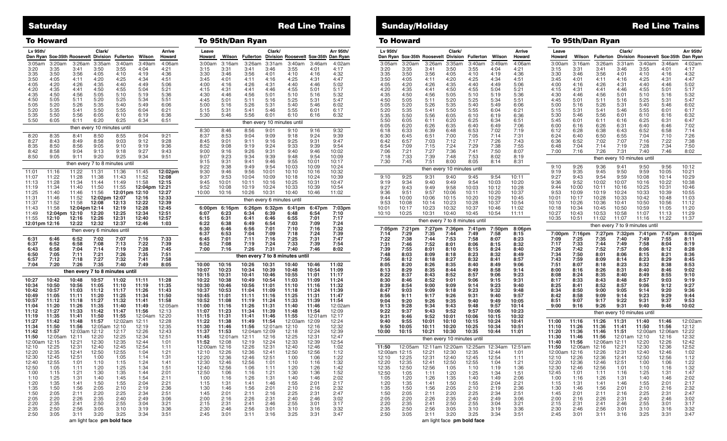# Saturday — Red Line Trains

## To Howard

| Lv 95th/ Dan Ryan | Sox-35th | Roosevelt | Clark/ Division | Fullerton | Wilson | Arrive Howard |
|---|---|---|---|---|---|---|
| 3:05am | 3:20am | 3:26am | 3:35am | 3:40am | 3:49am | 4:06am |
| 3:20 | 3:35 | 3:41 | 3:50 | 3:55 | 4:04 | 4:21 |
| 3:35 | 3:50 | 3:56 | 4:05 | 4:10 | 4:19 | 4:36 |
| 3:50 | 4:05 | 4:11 | 4:20 | 4:25 | 4:34 | 4:51 |
| 4:05 | 4:20 | 4:26 | 4:35 | 4:40 | 4:49 | 5:06 |
| 4:20 | 4:35 | 4:41 | 4:50 | 4:55 | 5:04 | 5:21 |
| 4:35 | 4:50 | 4:56 | 5:05 | 5:10 | 5:19 | 5:36 |
| 4:50 | 5:05 | 5:11 | 5:20 | 5:25 | 5:34 | 5:51 |
| 5:05 | 5:20 | 5:26 | 5:35 | 5:40 | 5:49 | 6:06 |
| 5:20 | 5:35 | 5:41 | 5:50 | 5:55 | 6:04 | 6:21 |
| 5:35 | 5:50 | 5:56 | 6:05 | 6:10 | 6:19 | 6:36 |
| 5:50 | 6:05 | 6:11 | 6:20 | 6:25 | 6:34 | 6:51 |
| then every 10 minutes until | | | | | | |
| 8:20 | 8:35 | 8:41 | 8:50 | 8:55 | 9:04 | 9:21 |
| 8:27 | 8:43 | 8:49 | 8:58 | 9:03 | 9:12 | 9:28 |
| 8:35 | 8:50 | 8:56 | 9:05 | 9:10 | 9:19 | 9:36 |
| 8:42 | 8:58 | 9:04 | 9:13 | 9:18 | 9:27 | 9:43 |
| 8:50 | 9:05 | 9:11 | 9:20 | 9:25 | 9:34 | 9:51 |
| then every 7 to 8 minutes until | | | | | | |
| 11:01 | 11:16 | 11:22 | 11:31 | 11:36 | 11:45 | 12:02pm |
| 11:07 | 11:22 | 11:28 | 11:38 | 11:43 | 11:52 | 12:08 |
| 11:13 | 11:28 | 11:34 | 11:44 | 11:49 | 11:58 | 12:15 |
| 11:19 | 11:34 | 11:40 | 11:50 | 11:55 | 12:04pm | 12:21 |
| 11:25 | 11:40 | 11:46 | 11:56 | 12:01pm | 12:10 | 12:27 |
| 11:31 | 11:46 | 11:52 | 12:02pm | 12:07 | 12:16 | 12:33 |
| 11:37 | 11:52 | 11:58 | 12:08 | 12:13 | 12:22 | 12:39 |
| 11:43 | 11:58 | 12:04pm | 12:14 | 12:19 | 12:28 | 12:45 |
| 11:49 | 12:04pm | 12:10 | 12:20 | 12:25 | 12:34 | 12:51 |
| 11:55 | 12:10 | 12:16 | 12:26 | 12:31 | 12:40 | 12:57 |
| 12:01pm | 12:16 | 12:22 | 12:32 | 12:37 | 12:46 | 1:03 |
| then every 6 minutes until | | | | | | |
| 6:31 | 6:46 | 6:52 | 7:02 | 7:07 | 7:16 | 7:33 |
| 6:37 | 6:52 | 6:58 | 7:08 | 7:13 | 7:22 | 7:39 |
| 6:43 | 6:58 | 7:04 | 7:14 | 7:19 | 7:28 | 7:45 |
| 6:50 | 7:05 | 7:11 | 7:21 | 7:26 | 7:35 | 7:51 |
| 6:57 | 7:12 | 7:18 | 7:27 | 7:32 | 7:41 | 7:58 |
| 7:04 | 7:20 | 7:26 | 7:35 | 7:40 | 7:49 | 8:05 |
| then every 7 to 8 minutes until | | | | | | |
| 10:27 | 10:42 | 10:48 | 10:57 | 11:02 | 11:11 | 11:28 |
| 10:34 | 10:50 | 10:56 | 11:05 | 11:10 | 11:19 | 11:35 |
| 10:42 | 10:57 | 11:03 | 11:12 | 11:17 | 11:26 | 11:43 |
| 10:49 | 11:05 | 11:11 | 11:20 | 11:25 | 11:34 | 11:50 |
| 10:57 | 11:12 | 11:18 | 11:27 | 11:32 | 11:41 | 11:58 |
| 11:04 | 11:20 | 11:26 | 11:35 | 11:40 | 11:49 | 12:05am |
| 11:12 | 11:27 | 11:33 | 11:42 | 11:47 | 11:56 | 12:13 |
| 11:19 | 11:35 | 11:41 | 11:50 | 11:55 | 12:04am | 12:20 |
| 11:27 | 11:42 | 11:48 | 11:57 | 12:02am | 12:11 | 12:28 |
| 11:34 | 11:50 | 11:56 | 12:05am | 12:10 | 12:19 | 12:35 |
| 11:42 | 11:57 | 12:03am | 12:12 | 12:17 | 12:26 | 12:43 |
| 11:50 | 12:05am | 12:11 | 12:20 | 12:25 | 12:34 | 12:51 |
| 12:00am | 12:15 | 12:21 | 12:30 | 12:35 | 12:44 | 1:01 |
| 12:10 | 12:25 | 12:31 | 12:40 | 12:45 | 12:54 | 1:11 |
| 12:20 | 12:35 | 12:41 | 12:50 | 12:55 | 1:04 | 1:21 |
| 12:30 | 12:45 | 12:51 | 1:00 | 1:05 | 1:14 | 1:31 |
| 12:40 | 12:55 | 1:01 | 1:10 | 1:15 | 1:24 | 1:41 |
| 12:50 | 1:05 | 1:11 | 1:20 | 1:25 | 1:34 | 1:51 |
| 1:00 | 1:15 | 1:21 | 1:30 | 1:35 | 1:44 | 2:01 |
| 1:10 | 1:25 | 1:31 | 1:40 | 1:45 | 1:54 | 2:11 |
| 1:20 | 1:35 | 1:41 | 1:50 | 1:55 | 2:04 | 2:21 |
| 1:35 | 1:50 | 1:56 | 2:05 | 2:10 | 2:19 | 2:36 |
| 1:50 | 2:05 | 2:11 | 2:20 | 2:25 | 2:34 | 2:51 |
| 2:05 | 2:20 | 2:26 | 2:35 | 2:40 | 2:49 | 3:06 |
| 2:20 | 2:35 | 2:41 | 2:50 | 2:55 | 3:04 | 3:21 |
| 2:35 | 2:50 | 2:56 | 3:05 | 3:10 | 3:19 | 3:36 |
| 2:50 | 3:05 | 3:11 | 3:20 | 3:25 | 3:34 | 3:51 |

am light face **pm bold face**

## To 95th/Dan Ryan

| Leave Howard | Wilson | Fullerton | Clark/ Division | Roosevelt | Sox-35th | Arr 95th/ Dan Ryan |
|---|---|---|---|---|---|---|
| 3:00am | 3:16am | 3:26am | 3:31am | 3:40am | 3:46am | 4:02am |
| 3:15 | 3:31 | 3:41 | 3:46 | 3:55 | 4:01 | 4:17 |
| 3:30 | 3:46 | 3:56 | 4:01 | 4:10 | 4:16 | 4:32 |
| 3:45 | 4:01 | 4:11 | 4:16 | 4:25 | 4:31 | 4:47 |
| 4:00 | 4:16 | 4:26 | 4:31 | 4:40 | 4:46 | 5:02 |
| 4:15 | 4:31 | 4:41 | 4:46 | 4:55 | 5:01 | 5:17 |
| 4:30 | 4:46 | 4:56 | 5:01 | 5:10 | 5:16 | 5:32 |
| 4:45 | 5:01 | 5:11 | 5:16 | 5:25 | 5:31 | 5:47 |
| 5:00 | 5:16 | 5:26 | 5:31 | 5:40 | 5:46 | 6:02 |
| 5:15 | 5:31 | 5:41 | 5:46 | 5:55 | 6:01 | 6:17 |
| 5:30 | 5:46 | 5:56 | 6:01 | 6:10 | 6:16 | 6:32 |
| then every 10 minutes until | | | | | | |
| 8:30 | 8:46 | 8:56 | 9:01 | 9:10 | 9:16 | 9:32 |
| 8:37 | 8:53 | 9:04 | 9:09 | 9:18 | 9:24 | 9:39 |
| 8:45 | 9:01 | 9:11 | 9:16 | 9:25 | 9:31 | 9:47 |
| 8:52 | 9:08 | 9:19 | 9:24 | 9:33 | 9:39 | 9:54 |
| 9:00 | 9:16 | 9:26 | 9:31 | 9:40 | 9:46 | 10:02 |
| 9:07 | 9:23 | 9:34 | 9:39 | 9:48 | 9:54 | 10:09 |
| 9:15 | 9:31 | 9:41 | 9:46 | 9:55 | 10:01 | 10:17 |
| 9:22 | 9:38 | 9:49 | 9:54 | 10:03 | 10:09 | 10:24 |
| 9:30 | 9:46 | 9:56 | 10:01 | 10:10 | 10:16 | 10:32 |
| 9:37 | 9:53 | 10:04 | 10:09 | 10:18 | 10:24 | 10:39 |
| 9:45 | 10:01 | 10:11 | 10:16 | 10:25 | 10:31 | 10:47 |
| 9:52 | 10:08 | 10:19 | 10:24 | 10:33 | 10:39 | 10:54 |
| 10:00 | 10:16 | 10:26 | 10:31 | 10:40 | 10:46 | 11:02 |
| then every 6 minutes until | | | | | | |
| 6:00pm | 6:16pm | 6:26pm | 6:32pm | 6:41pm | 6:47pm | 7:03pm |
| 6:07 | 6:23 | 6:34 | 6:39 | 6:48 | 6:54 | 7:10 |
| 6:15 | 6:31 | 6:41 | 6:46 | 6:55 | 7:01 | 7:17 |
| 6:22 | 6:38 | 6:49 | 6:54 | 7:03 | 7:09 | 7:24 |
| 6:30 | 6:46 | 6:56 | 7:01 | 7:10 | 7:16 | 7:32 |
| 6:37 | 6:53 | 7:04 | 7:09 | 7:18 | 7:24 | 7:39 |
| 6:45 | 7:01 | 7:11 | 7:16 | 7:25 | 7:31 | 7:47 |
| 6:52 | 7:08 | 7:19 | 7:24 | 7:33 | 7:39 | 7:54 |
| 7:00 | 7:16 | 7:26 | 7:31 | 7:40 | 7:46 | 8:02 |
| then every 7 to 8 minutes until | | | | | | |
| 10:00 | 10:16 | 10:26 | 10:31 | 10:40 | 10:46 | 11:02 |
| 10:07 | 10:23 | 10:34 | 10:39 | 10:48 | 10:54 | 11:09 |
| 10:15 | 10:31 | 10:41 | 10:46 | 10:55 | 11:01 | 11:17 |
| 10:22 | 10:38 | 10:49 | 10:54 | 11:03 | 11:09 | 11:24 |
| 10:30 | 10:46 | 10:56 | 11:01 | 11:10 | 11:16 | 11:32 |
| 10:37 | 10:53 | 11:04 | 11:09 | 11:18 | 11:24 | 11:39 |
| 10:45 | 11:01 | 11:11 | 11:16 | 11:25 | 11:31 | 11:47 |
| 10:52 | 11:08 | 11:19 | 11:24 | 11:33 | 11:39 | 11:54 |
| 11:00 | 11:16 | 11:26 | 11:31 | 11:40 | 11:46 | 12:02am |
| 11:07 | 11:23 | 11:34 | 11:39 | 11:48 | 11:54 | 12:09 |
| 11:15 | 11:31 | 11:41 | 11:46 | 11:55 | 12:01am | 12:17 |
| 11:22 | 11:38 | 11:49 | 11:54 | 12:03am | 12:09 | 12:24 |
| 11:30 | 11:46 | 11:56 | 12:01am | 12:10 | 12:16 | 12:32 |
| 11:37 | 11:53 | 12:04am | 12:09 | 12:18 | 12:24 | 12:39 |
| 11:45 | 12:01am | 12:11 | 12:16 | 12:25 | 12:31 | 12:47 |
| 11:52 | 12:08 | 12:19 | 12:24 | 12:33 | 12:39 | 12:54 |
| 12:00am | 12:16 | 12:26 | 12:31 | 12:40 | 12:46 | 1:02 |
| 12:10 | 12:26 | 12:36 | 12:41 | 12:50 | 12:56 | 1:12 |
| 12:20 | 12:36 | 12:46 | 12:51 | 1:00 | 1:06 | 1:22 |
| 12:30 | 12:46 | 12:56 | 1:01 | 1:10 | 1:16 | 1:32 |
| 12:40 | 12:56 | 1:06 | 1:11 | 1:20 | 1:26 | 1:42 |
| 12:50 | 1:06 | 1:16 | 1:21 | 1:30 | 1:36 | 1:52 |
| 1:00 | 1:16 | 1:26 | 1:31 | 1:40 | 1:46 | 2:02 |
| 1:15 | 1:31 | 1:41 | 1:46 | 1:55 | 2:01 | 2:17 |
| 1:30 | 1:46 | 1:56 | 2:01 | 2:10 | 2:16 | 2:32 |
| 1:45 | 2:01 | 2:11 | 2:16 | 2:25 | 2:31 | 2:47 |
| 2:00 | 2:16 | 2:26 | 2:31 | 2:40 | 2:46 | 3:02 |
| 2:15 | 2:31 | 2:41 | 2:46 | 2:55 | 3:01 | 3:17 |
| 2:30 | 2:46 | 2:56 | 3:01 | 3:10 | 3:16 | 3:32 |
| 2:45 | 3:01 | 3:11 | 3:16 | 3:25 | 3:31 | 3:47 |

# Sunday/Holiday — Red Line Trains

## To Howard

| Lv 95th/ Dan Ryan | Sox-35th | Roosevelt | Clark/ Division | Fullerton | Wilson | Arrive Howard |
|---|---|---|---|---|---|---|
| 3:05am | 3:20am | 3:26am | 3:35am | 3:40am | 3:49am | 4:06am |
| 3:20 | 3:35 | 3:41 | 3:50 | 3:55 | 4:04 | 4:21 |
| 3:35 | 3:50 | 3:56 | 4:05 | 4:10 | 4:19 | 4:36 |
| 3:50 | 4:05 | 4:11 | 4:20 | 4:25 | 4:34 | 4:51 |
| 4:05 | 4:20 | 4:26 | 4:35 | 4:40 | 4:49 | 5:06 |
| 4:20 | 4:35 | 4:41 | 4:50 | 4:55 | 5:04 | 5:21 |
| 4:35 | 4:50 | 4:56 | 5:05 | 5:10 | 5:19 | 5:36 |
| 4:50 | 5:05 | 5:11 | 5:20 | 5:25 | 5:34 | 5:51 |
| 5:05 | 5:20 | 5:26 | 5:35 | 5:40 | 5:49 | 6:06 |
| 5:20 | 5:35 | 5:41 | 5:50 | 5:55 | 6:04 | 6:21 |
| 5:35 | 5:50 | 5:56 | 6:05 | 6:10 | 6:19 | 6:36 |
| 5:50 | 6:05 | 6:11 | 6:20 | 6:25 | 6:34 | 6:51 |
| 6:05 | 6:20 | 6:26 | 6:35 | 6:40 | 6:49 | 7:06 |
| 6:18 | 6:33 | 6:39 | 6:48 | 6:53 | 7:02 | 7:19 |
| 6:30 | 6:45 | 6:51 | 7:00 | 7:05 | 7:14 | 7:31 |
| 6:42 | 6:57 | 7:03 | 7:12 | 7:17 | 7:26 | 7:43 |
| 6:54 | 7:09 | 7:15 | 7:24 | 7:29 | 7:38 | 7:55 |
| 7:06 | 7:21 | 7:27 | 7:36 | 7:41 | 7:50 | 8:07 |
| 7:18 | 7:33 | 7:39 | 7:48 | 7:53 | 8:02 | 8:19 |
| 7:30 | 7:45 | 7:51 | 8:00 | 8:05 | 8:14 | 8:31 |
| then every 10 minutes until | | | | | | |
| 9:10 | 9:25 | 9:31 | 9:40 | 9:45 | 9:54 | 10:11 |
| 9:19 | 9:34 | 9:40 | 9:49 | 9:54 | 10:03 | 10:20 |
| 9:27 | 9:43 | 9:49 | 9:58 | 10:03 | 10:12 | 10:28 |
| 9:36 | 9:51 | 9:57 | 10:06 | 10:11 | 10:20 | 10:37 |
| 9:44 | 10:00 | 10:06 | 10:15 | 10:20 | 10:29 | 10:45 |
| 9:53 | 10:08 | 10:14 | 10:23 | 10:28 | 10:37 | 10:54 |
| 10:01 | 10:17 | 10:23 | 10:32 | 10:37 | 10:46 | 11:02 |
| 10:10 | 10:25 | 10:31 | 10:40 | 10:45 | 10:54 | 11:11 |
| then every 7 to 8 minutes until | | | | | | |
| 7:05pm | 7:21pm | 7:27pm | 7:36pm | 7:41pm | 7:50pm | 8:06pm |
| 7:14 | 7:29 | 7:35 | 7:44 | 7:49 | 7:58 | 8:15 |
| 7:22 | 7:38 | 7:44 | 7:53 | 7:58 | 8:07 | 8:23 |
| 7:31 | 7:46 | 7:52 | 8:01 | 8:06 | 8:15 | 8:32 |
| 7:39 | 7:55 | 8:01 | 8:10 | 8:15 | 8:24 | 8:40 |
| 7:48 | 8:03 | 8:09 | 8:18 | 8:23 | 8:32 | 8:49 |
| 7:56 | 8:12 | 8:18 | 8:27 | 8:32 | 8:41 | 8:57 |
| 8:05 | 8:20 | 8:26 | 8:35 | 8:40 | 8:49 | 9:06 |
| 8:13 | 8:29 | 8:35 | 8:44 | 8:49 | 8:58 | 9:14 |
| 8:22 | 8:37 | 8:43 | 8:52 | 8:57 | 9:06 | 9:23 |
| 8:30 | 8:46 | 8:52 | 9:01 | 9:06 | 9:15 | 9:31 |
| 8:39 | 8:54 | 9:00 | 9:09 | 9:14 | 9:23 | 9:40 |
| 8:47 | 9:03 | 9:09 | 9:18 | 9:23 | 9:32 | 9:48 |
| 8:56 | 9:11 | 9:17 | 9:26 | 9:31 | 9:40 | 9:57 |
| 9:04 | 9:20 | 9:26 | 9:35 | 9:40 | 9:49 | 10:05 |
| 9:13 | 9:28 | 9:34 | 9:43 | 9:48 | 9:57 | 10:14 |
| 9:22 | 9:37 | 9:43 | 9:52 | 9:57 | 10:06 | 10:23 |
| 9:31 | 9:46 | 9:52 | 10:01 | 10:06 | 10:15 | 10:32 |
| 9:40 | 9:55 | 10:01 | 10:10 | 10:15 | 10:24 | 10:41 |
| 9:50 | 10:05 | 10:11 | 10:20 | 10:25 | 10:34 | 10:51 |
| 10:00 | 10:15 | 10:21 | 10:30 | 10:35 | 10:44 | 11:01 |
| then every 10 minutes until | | | | | | |
| 11:50 | 12:05am | 12:11am | 12:20am | 12:25am | 12:34am | 12:51am |
| 12:00am | 12:15 | 12:21 | 12:30 | 12:35 | 12:44 | 1:01 |
| 12:10 | 12:25 | 12:31 | 12:40 | 12:45 | 12:54 | 1:11 |
| 12:20 | 12:35 | 12:41 | 12:50 | 12:55 | 1:04 | 1:21 |
| 12:35 | 12:50 | 12:56 | 1:05 | 1:10 | 1:19 | 1:36 |
| 12:50 | 1:05 | 1:11 | 1:20 | 1:25 | 1:34 | 1:51 |
| 1:05 | 1:20 | 1:26 | 1:35 | 1:40 | 1:49 | 2:06 |
| 1:20 | 1:35 | 1:41 | 1:50 | 1:55 | 2:04 | 2:21 |
| 1:35 | 1:50 | 1:56 | 2:05 | 2:10 | 2:19 | 2:36 |
| 1:50 | 2:05 | 2:11 | 2:20 | 2:25 | 2:34 | 2:51 |
| 2:05 | 2:20 | 2:26 | 2:35 | 2:40 | 2:49 | 3:06 |
| 2:20 | 2:35 | 2:41 | 2:50 | 2:55 | 3:04 | 3:21 |
| 2:35 | 2:50 | 2:56 | 3:05 | 3:10 | 3:19 | 3:36 |
| 2:50 | 3:05 | 3:11 | 3:20 | 3:25 | 3:34 | 3:51 |

am light face **pm bold face**

## To 95th/Dan Ryan

| Leave Howard | Wilson | Fullerton | Clark/ Division | Roosevelt | Sox-35th | Arr 95th/ Dan Ryan |
|---|---|---|---|---|---|---|
| 3:00am | 3:16am | 3:26am | 3:31am | 3:40am | 3:46am | 4:02am |
| 3:15 | 3:31 | 3:41 | 3:46 | 3:55 | 4:01 | 4:17 |
| 3:30 | 3:46 | 3:56 | 4:01 | 4:10 | 4:16 | 4:32 |
| 3:45 | 4:01 | 4:11 | 4:16 | 4:25 | 4:31 | 4:47 |
| 4:00 | 4:16 | 4:26 | 4:31 | 4:40 | 4:46 | 5:02 |
| 4:15 | 4:31 | 4:41 | 4:46 | 4:55 | 5:01 | 5:17 |
| 4:30 | 4:46 | 4:56 | 5:01 | 5:10 | 5:16 | 5:32 |
| 4:45 | 5:01 | 5:11 | 5:16 | 5:25 | 5:31 | 5:47 |
| 5:00 | 5:16 | 5:26 | 5:31 | 5:40 | 5:46 | 6:02 |
| 5:15 | 5:31 | 5:41 | 5:46 | 5:55 | 6:01 | 6:17 |
| 5:30 | 5:46 | 5:56 | 6:01 | 6:10 | 6:16 | 6:32 |
| 5:45 | 6:01 | 6:11 | 6:16 | 6:25 | 6:31 | 6:47 |
| 6:00 | 6:16 | 6:26 | 6:31 | 6:40 | 6:46 | 7:02 |
| 6:12 | 6:28 | 6:38 | 6:43 | 6:52 | 6:58 | 7:14 |
| 6:24 | 6:40 | 6:50 | 6:55 | 7:04 | 7:10 | 7:26 |
| 6:36 | 6:52 | 7:02 | 7:07 | 7:16 | 7:22 | 7:38 |
| 6:48 | 7:04 | 7:14 | 7:19 | 7:28 | 7:34 | 7:50 |
| 7:00 | 7:16 | 7:26 | 7:31 | 7:40 | 7:46 | 8:02 |
| then every 10 minutes until | | | | | | |
| 9:10 | 9:26 | 9:36 | 9:41 | 9:50 | 9:56 | 10:12 |
| 9:19 | 9:35 | 9:45 | 9:50 | 9:59 | 10:05 | 10:21 |
| 9:27 | 9:43 | 9:54 | 9:59 | 10:08 | 10:14 | 10:29 |
| 9:36 | 9:52 | 10:02 | 10:07 | 10:16 | 10:22 | 10:38 |
| 9:44 | 10:00 | 10:11 | 10:16 | 10:25 | 10:31 | 10:46 |
| 9:53 | 10:09 | 10:19 | 10:24 | 10:33 | 10:39 | 10:55 |
| 10:01 | 10:17 | 10:28 | 10:33 | 10:42 | 10:48 | 11:03 |
| 10:10 | 10:26 | 10:36 | 10:41 | 10:50 | 10:56 | 11:12 |
| 10:18 | 10:34 | 10:45 | 10:50 | 10:59 | 11:05 | 11:20 |
| 10:27 | 10:43 | 10:53 | 10:58 | 11:07 | 11:13 | 11:29 |
| 10:35 | 10:51 | 11:02 | 11:07 | 11:16 | 11:22 | 11:37 |
| then every 7 to 9 minutes until | | | | | | |
| 7:00pm | 7:16pm | 7:27pm | 7:32pm | 7:41pm | 7:47pm | 8:02pm |
| 7:09 | 7:25 | 7:35 | 7:40 | 7:49 | 7:55 | 8:11 |
| 7:17 | 7:33 | 7:44 | 7:49 | 7:58 | 8:04 | 8:19 |
| 7:26 | 7:42 | 7:52 | 7:57 | 8:06 | 8:12 | 8:28 |
| 7:34 | 7:50 | 8:01 | 8:06 | 8:15 | 8:21 | 8:36 |
| 7:43 | 7:59 | 8:09 | 8:14 | 8:23 | 8:29 | 8:45 |
| 7:51 | 8:07 | 8:18 | 8:23 | 8:32 | 8:38 | 8:53 |
| 8:00 | 8:16 | 8:26 | 8:31 | 8:40 | 8:46 | 9:02 |
| 8:08 | 8:24 | 8:35 | 8:40 | 8:49 | 8:55 | 9:10 |
| 8:17 | 8:33 | 8:43 | 8:48 | 8:57 | 9:03 | 9:19 |
| 8:25 | 8:41 | 8:52 | 8:57 | 9:06 | 9:12 | 9:27 |
| 8:34 | 8:50 | 9:00 | 9:05 | 9:14 | 9:20 | 9:36 |
| 8:42 | 8:58 | 9:09 | 9:14 | 9:23 | 9:29 | 9:44 |
| 8:51 | 9:07 | 9:17 | 9:22 | 9:31 | 9:37 | 9:53 |
| 9:00 | 9:16 | 9:26 | 9:31 | 9:40 | 9:46 | 10:02 |
| then every 10 minutes until | | | | | | |
| 11:00 | 11:16 | 11:26 | 11:31 | 11:40 | 11:46 | 12:02am |
| 11:10 | 11:26 | 11:36 | 11:41 | 11:50 | 11:56 | 12:12 |
| 11:20 | 11:36 | 11:46 | 11:51 | 12:00am | 12:06am | 12:22 |
| 11:30 | 11:46 | 11:56 | 12:01am | 12:10 | 12:16 | 12:32 |
| 11:40 | 11:56 | 12:06am | 12:11 | 12:20 | 12:26 | 12:42 |
| 11:50 | 12:06am | 12:16 | 12:21 | 12:30 | 12:36 | 12:52 |
| 12:00am | 12:16 | 12:26 | 12:31 | 12:40 | 12:46 | 1:02 |
| 12:10 | 12:26 | 12:36 | 12:41 | 12:50 | 12:56 | 1:12 |
| 12:20 | 12:36 | 12:46 | 12:51 | 1:00 | 1:06 | 1:22 |
| 12:30 | 12:46 | 12:56 | 1:01 | 1:10 | 1:16 | 1:32 |
| 12:45 | 1:01 | 1:11 | 1:16 | 1:25 | 1:31 | 1:47 |
| 1:00 | 1:16 | 1:26 | 1:31 | 1:40 | 1:46 | 2:02 |
| 1:15 | 1:31 | 1:41 | 1:46 | 1:55 | 2:01 | 2:17 |
| 1:30 | 1:46 | 1:56 | 2:01 | 2:10 | 2:16 | 2:32 |
| 1:45 | 2:01 | 2:11 | 2:16 | 2:25 | 2:31 | 2:47 |
| 2:00 | 2:16 | 2:26 | 2:31 | 2:40 | 2:46 | 3:02 |
| 2:15 | 2:31 | 2:41 | 2:46 | 2:55 | 3:01 | 3:17 |
| 2:30 | 2:46 | 2:56 | 3:01 | 3:10 | 3:16 | 3:32 |
| 2:45 | 3:01 | 3:11 | 3:16 | 3:25 | 3:31 | 3:47 |